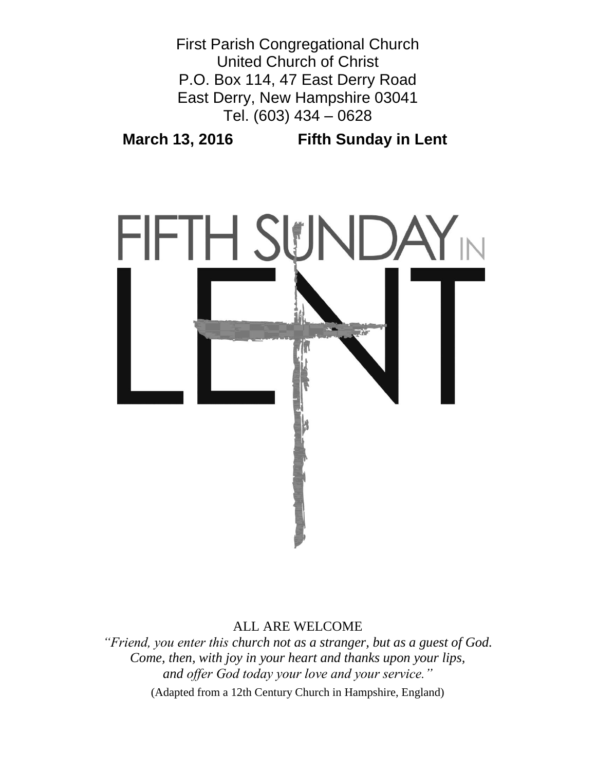First Parish Congregational Church
United Church of Christ
P.O. Box 114, 47 East Derry Road
East Derry, New Hampshire 03041
Tel. (603) 434 – 0628

**March 13, 2016** **Fifth Sunday in Lent**

FIFTH SUNDAY IN LENT

ALL ARE WELCOME

*"Friend, you enter this church not as a stranger, but as a guest of God. Come, then, with joy in your heart and thanks upon your lips, and offer God today your love and your service."*

(Adapted from a 12th Century Church in Hampshire, England)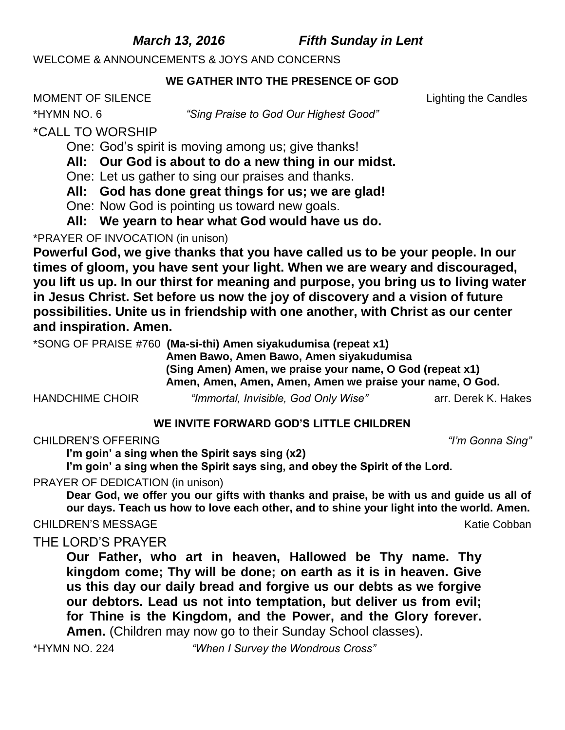***March 13, 2016 Fifth Sunday in Lent***

WELCOME & ANNOUNCEMENTS & JOYS AND CONCERNS

**WE GATHER INTO THE PRESENCE OF GOD**

MOMENT OF SILENCE Lighting the Candles

*HYMN NO. 6 *"Sing Praise to God Our Highest Good"*

*CALL TO WORSHIP

One: God's spirit is moving among us; give thanks!

**All: Our God is about to do a new thing in our midst.**

One: Let us gather to sing our praises and thanks.

**All: God has done great things for us; we are glad!**

One: Now God is pointing us toward new goals.

**All: We yearn to hear what God would have us do.**

*PRAYER OF INVOCATION (in unison)

**Powerful God, we give thanks that you have called us to be your people. In our times of gloom, you have sent your light. When we are weary and discouraged, you lift us up. In our thirst for meaning and purpose, you bring us to living water in Jesus Christ. Set before us now the joy of discovery and a vision of future possibilities. Unite us in friendship with one another, with Christ as our center and inspiration. Amen.**

*SONG OF PRAISE #760 **(Ma-si-thi) Amen siyakudumisa (repeat x1)**
**Amen Bawo, Amen Bawo, Amen siyakudumisa**
**(Sing Amen) Amen, we praise your name, O God (repeat x1)**
**Amen, Amen, Amen, Amen, Amen we praise your name, O God.**

HANDCHIME CHOIR *"Immortal, Invisible, God Only Wise"* arr. Derek K. Hakes

**WE INVITE FORWARD GOD'S LITTLE CHILDREN**

CHILDREN'S OFFERING *"I'm Gonna Sing"*

**I'm goin' a sing when the Spirit says sing (x2)**
**I'm goin' a sing when the Spirit says sing, and obey the Spirit of the Lord.**

PRAYER OF DEDICATION (in unison)

**Dear God, we offer you our gifts with thanks and praise, be with us and guide us all of our days. Teach us how to love each other, and to shine your light into the world. Amen.**

CHILDREN'S MESSAGE Katie Cobban

THE LORD'S PRAYER

**Our Father, who art in heaven, Hallowed be Thy name. Thy kingdom come; Thy will be done; on earth as it is in heaven. Give us this day our daily bread and forgive us our debts as we forgive our debtors. Lead us not into temptation, but deliver us from evil; for Thine is the Kingdom, and the Power, and the Glory forever. Amen.** (Children may now go to their Sunday School classes).

*HYMN NO. 224 *"When I Survey the Wondrous Cross"*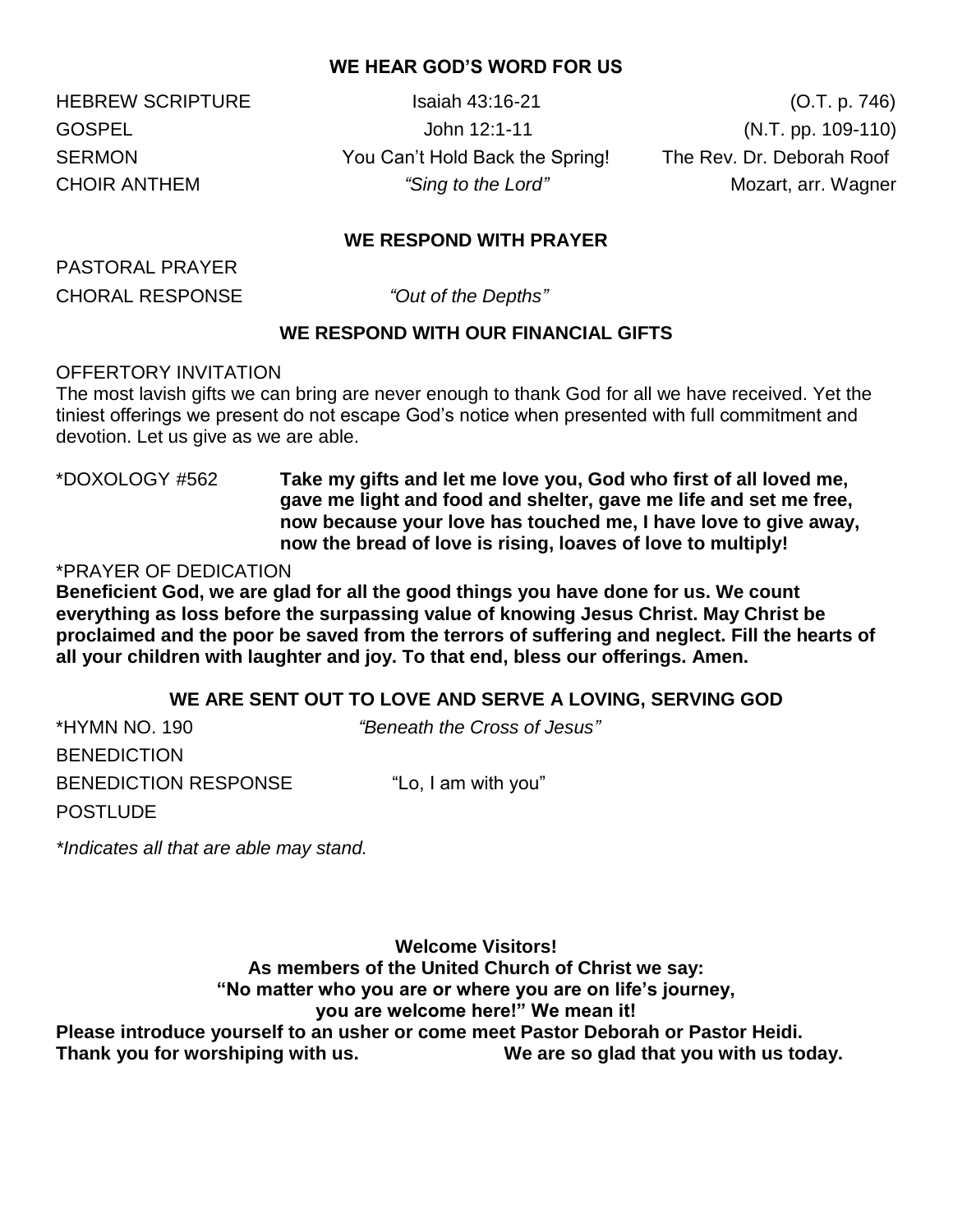## WE HEAR GOD'S WORD FOR US

HEBREW SCRIPTURE Isaiah 43:16-21 (O.T. p. 746)

GOSPEL John 12:1-11 (N.T. pp. 109-110)

SERMON You Can't Hold Back the Spring! The Rev. Dr. Deborah Roof

CHOIR ANTHEM *"Sing to the Lord"* Mozart, arr. Wagner

## WE RESPOND WITH PRAYER

PASTORAL PRAYER

CHORAL RESPONSE *"Out of the Depths"*

## WE RESPOND WITH OUR FINANCIAL GIFTS

OFFERTORY INVITATION

The most lavish gifts we can bring are never enough to thank God for all we have received. Yet the tiniest offerings we present do not escape God's notice when presented with full commitment and devotion. Let us give as we are able.

*DOXOLOGY #562 **Take my gifts and let me love you, God who first of all loved me, gave me light and food and shelter, gave me life and set me free, now because your love has touched me, I have love to give away, now the bread of love is rising, loaves of love to multiply!**

*PRAYER OF DEDICATION

**Beneficient God, we are glad for all the good things you have done for us. We count everything as loss before the surpassing value of knowing Jesus Christ. May Christ be proclaimed and the poor be saved from the terrors of suffering and neglect. Fill the hearts of all your children with laughter and joy. To that end, bless our offerings. Amen.**

## WE ARE SENT OUT TO LOVE AND SERVE A LOVING, SERVING GOD

*HYMN NO. 190 *"Beneath the Cross of Jesus"*

BENEDICTION

BENEDICTION RESPONSE "Lo, I am with you"

POSTLUDE

*\*Indicates all that are able may stand.*

**Welcome Visitors!**
**As members of the United Church of Christ we say:**
**"No matter who you are or where you are on life's journey,**
**you are welcome here!" We mean it!**
**Please introduce yourself to an usher or come meet Pastor Deborah or Pastor Heidi.**
**Thank you for worshiping with us. We are so glad that you with us today.**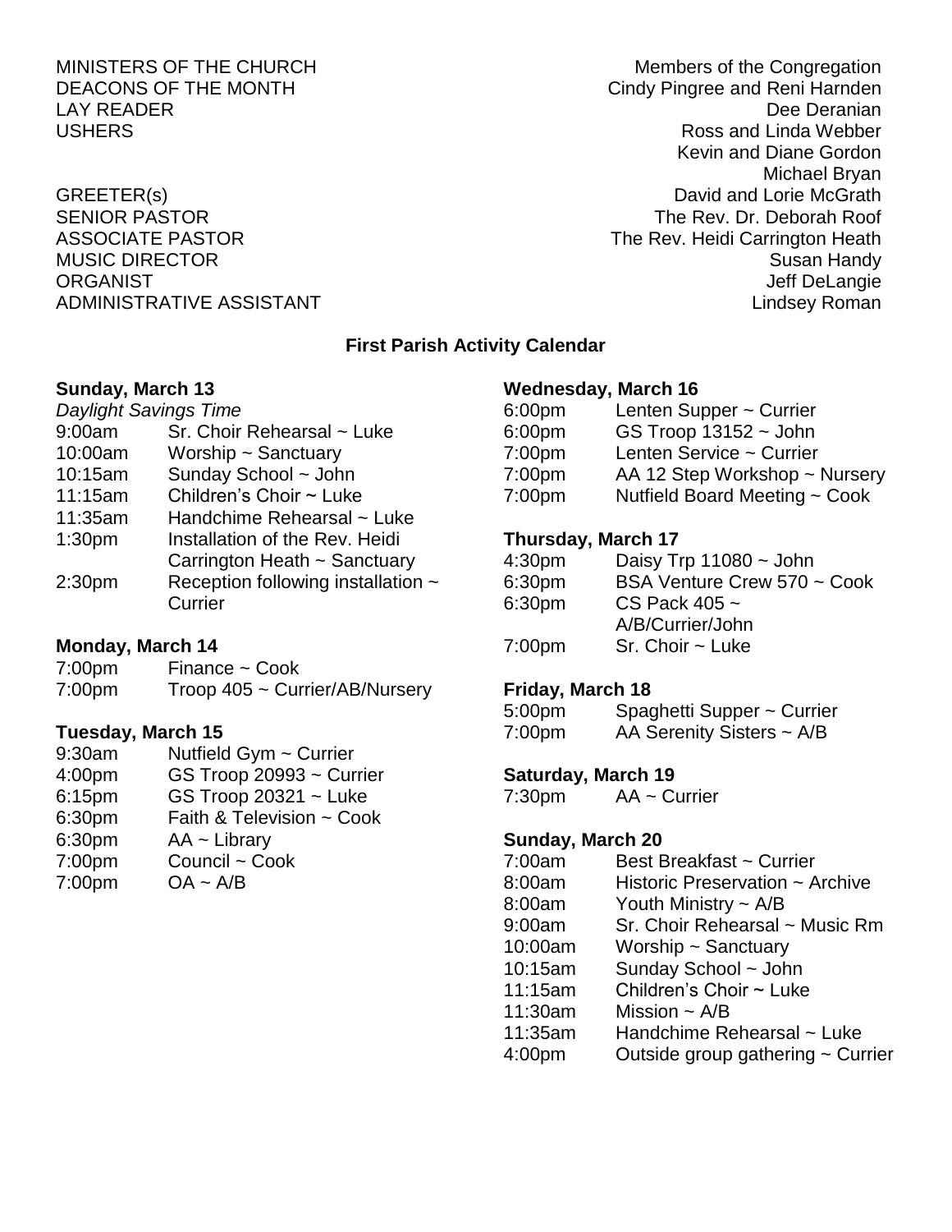| | |
|---|---|
| MINISTERS OF THE CHURCH | Members of the Congregation |
| DEACONS OF THE MONTH | Cindy Pingree and Reni Harnden |
| LAY READER | Dee Deranian |
| USHERS | Ross and Linda Webber<br>Kevin and Diane Gordon<br>Michael Bryan |
| GREETER(s) | David and Lorie McGrath |
| SENIOR PASTOR | The Rev. Dr. Deborah Roof |
| ASSOCIATE PASTOR | The Rev. Heidi Carrington Heath |
| MUSIC DIRECTOR | Susan Handy |
| ORGANIST | Jeff DeLangie |
| ADMINISTRATIVE ASSISTANT | Lindsey Roman |

## First Parish Activity Calendar

**Sunday, March 13**

*Daylight Savings Time*

| | |
|---|---|
| 9:00am | Sr. Choir Rehearsal ~ Luke |
| 10:00am | Worship ~ Sanctuary |
| 10:15am | Sunday School ~ John |
| 11:15am | Children's Choir ~ Luke |
| 11:35am | Handchime Rehearsal ~ Luke |
| 1:30pm | Installation of the Rev. Heidi Carrington Heath ~ Sanctuary |
| 2:30pm | Reception following installation ~ Currier |

**Monday, March 14**

| | |
|---|---|
| 7:00pm | Finance ~ Cook |
| 7:00pm | Troop 405 ~ Currier/AB/Nursery |

**Tuesday, March 15**

| | |
|---|---|
| 9:30am | Nutfield Gym ~ Currier |
| 4:00pm | GS Troop 20993 ~ Currier |
| 6:15pm | GS Troop 20321 ~ Luke |
| 6:30pm | Faith & Television ~ Cook |
| 6:30pm | AA ~ Library |
| 7:00pm | Council ~ Cook |
| 7:00pm | OA ~ A/B |

**Wednesday, March 16**

| | |
|---|---|
| 6:00pm | Lenten Supper ~ Currier |
| 6:00pm | GS Troop 13152 ~ John |
| 7:00pm | Lenten Service ~ Currier |
| 7:00pm | AA 12 Step Workshop ~ Nursery |
| 7:00pm | Nutfield Board Meeting ~ Cook |

**Thursday, March 17**

| | |
|---|---|
| 4:30pm | Daisy Trp 11080 ~ John |
| 6:30pm | BSA Venture Crew 570 ~ Cook |
| 6:30pm | CS Pack 405 ~ A/B/Currier/John |
| 7:00pm | Sr. Choir ~ Luke |

**Friday, March 18**

| | |
|---|---|
| 5:00pm | Spaghetti Supper ~ Currier |
| 7:00pm | AA Serenity Sisters ~ A/B |

**Saturday, March 19**

| | |
|---|---|
| 7:30pm | AA ~ Currier |

**Sunday, March 20**

| | |
|---|---|
| 7:00am | Best Breakfast ~ Currier |
| 8:00am | Historic Preservation ~ Archive |
| 8:00am | Youth Ministry ~ A/B |
| 9:00am | Sr. Choir Rehearsal ~ Music Rm |
| 10:00am | Worship ~ Sanctuary |
| 10:15am | Sunday School ~ John |
| 11:15am | Children's Choir ~ Luke |
| 11:30am | Mission ~ A/B |
| 11:35am | Handchime Rehearsal ~ Luke |
| 4:00pm | Outside group gathering ~ Currier |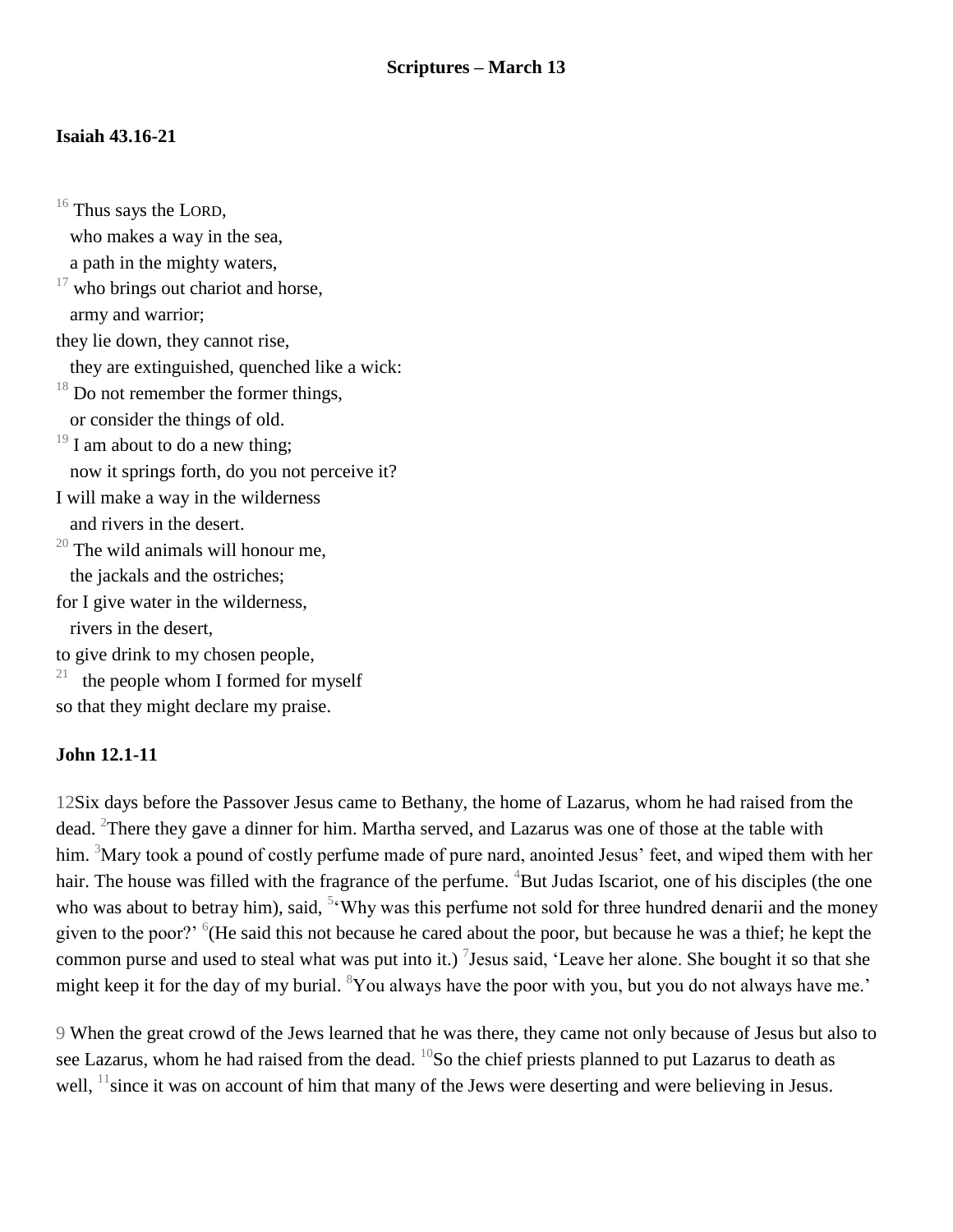**Scriptures – March 13**

**Isaiah 43.16-21**

[16] Thus says the LORD,
who makes a way in the sea,
a path in the mighty waters,
[17] who brings out chariot and horse,
army and warrior;
they lie down, they cannot rise,
they are extinguished, quenched like a wick:
[18] Do not remember the former things,
or consider the things of old.
[19] I am about to do a new thing;
now it springs forth, do you not perceive it?
I will make a way in the wilderness
and rivers in the desert.
[20] The wild animals will honour me,
the jackals and the ostriches;
for I give water in the wilderness,
rivers in the desert,
to give drink to my chosen people,
[21] the people whom I formed for myself
so that they might declare my praise.

**John 12.1-11**

12Six days before the Passover Jesus came to Bethany, the home of Lazarus, whom he had raised from the dead. [2]There they gave a dinner for him. Martha served, and Lazarus was one of those at the table with him. [3]Mary took a pound of costly perfume made of pure nard, anointed Jesus' feet, and wiped them with her hair. The house was filled with the fragrance of the perfume. [4]But Judas Iscariot, one of his disciples (the one who was about to betray him), said, [5]'Why was this perfume not sold for three hundred denarii and the money given to the poor?' [6](He said this not because he cared about the poor, but because he was a thief; he kept the common purse and used to steal what was put into it.) [7]Jesus said, 'Leave her alone. She bought it so that she might keep it for the day of my burial. [8]You always have the poor with you, but you do not always have me.'

9 When the great crowd of the Jews learned that he was there, they came not only because of Jesus but also to see Lazarus, whom he had raised from the dead. [10]So the chief priests planned to put Lazarus to death as well, [11]since it was on account of him that many of the Jews were deserting and were believing in Jesus.